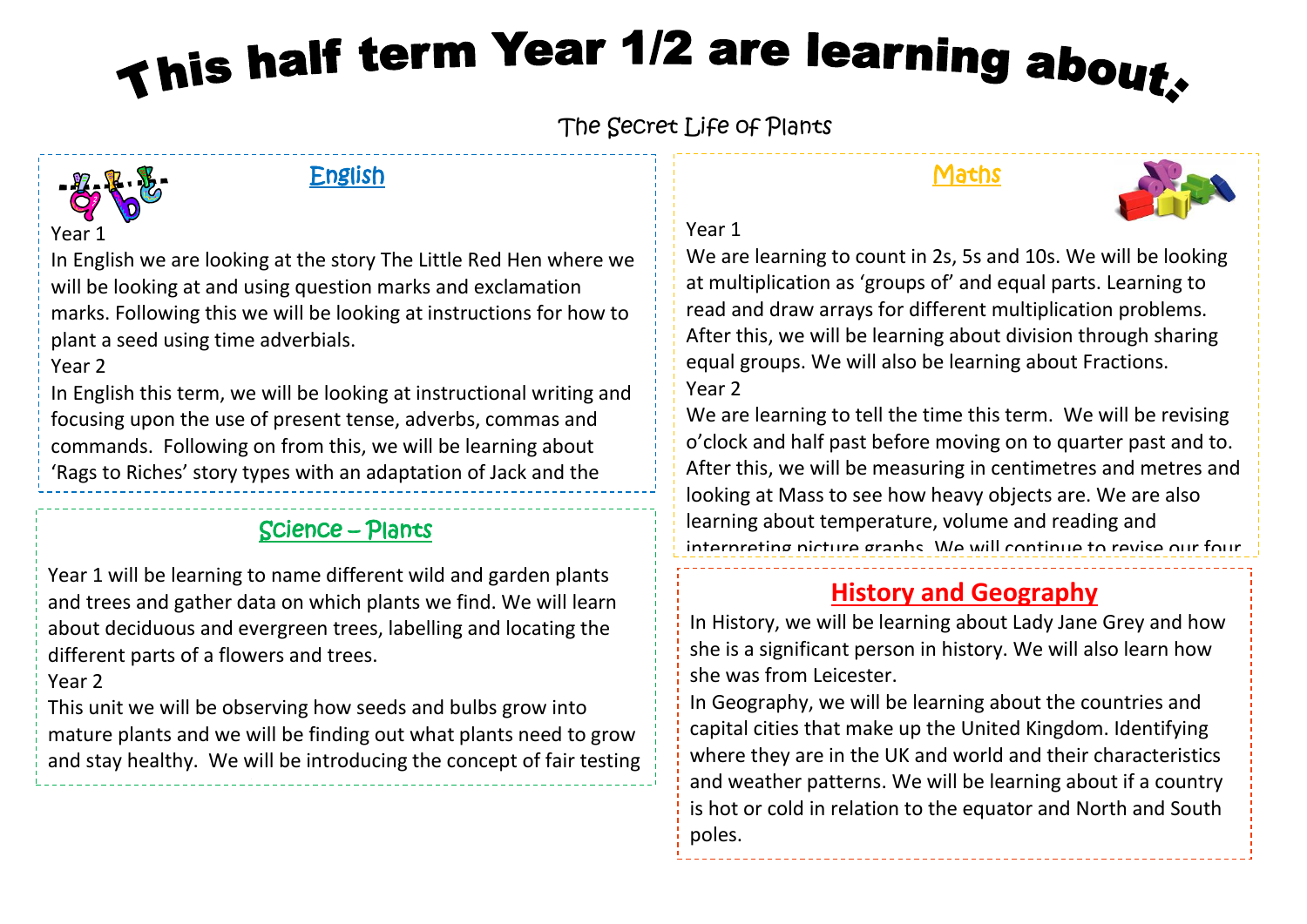# This half term Year 1/2 are learning about:

The Secret Life of Plants

## English

Year 1

In English we are looking at the story The Little Red Hen where we will be looking at and using question marks and exclamation marks. Following this we will be looking at instructions for how to plant a seed using time adverbials.

Year 2

In English this term, we will be looking at instructional writing and focusing upon the use of present tense, adverbs, commas and commands. Following on from this, we will be learning about 'Rags to Riches' story types with an adaptation of Jack and the

## Science – Plants

Year 1 will be learning to name different wild and garden plants and trees and gather data on which plants we find. We will learn about deciduous and evergreen trees, labelling and locating the different parts of a flowers and trees.

Year 2

This unit we will be observing how seeds and bulbs grow into mature plants and we will be finding out what plants need to grow and stay healthy. We will be introducing the concept of fair testing

## Maths

Year 1

We are learning to count in 2s, 5s and 10s. We will be looking at multiplication as 'groups of' and equal parts. Learning to read and draw arrays for different multiplication problems. After this, we will be learning about division through sharing equal groups. We will also be learning about Fractions.

Year 2

We are learning to tell the time this term. We will be revising o'clock and half past before moving on to quarter past and to. After this, we will be measuring in centimetres and metres and looking at Mass to see how heavy objects are. We are also learning about temperature, volume and reading and interpreting picture graphs. We will continue to revise our four

## History and Geography

In History, we will be learning about Lady Jane Grey and how she is a significant person in history. We will also learn how she was from Leicester.

In Geography, we will be learning about the countries and capital cities that make up the United Kingdom. Identifying where they are in the UK and world and their characteristics and weather patterns. We will be learning about if a country is hot or cold in relation to the equator and North and South poles.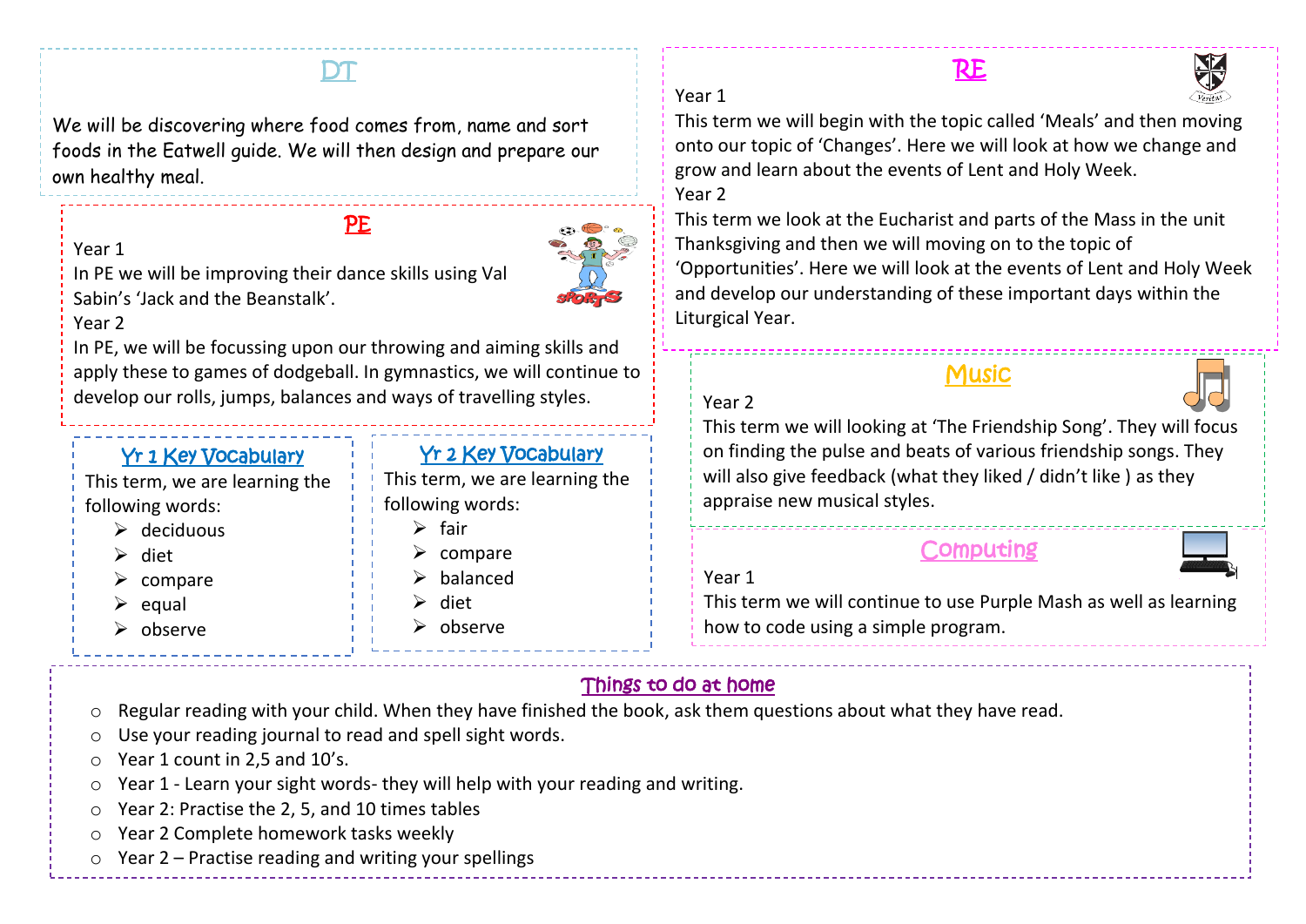## DT

We will be discovering where food comes from, name and sort foods in the Eatwell guide. We will then design and prepare our own healthy meal.

## PE

Year 1

In PE we will be improving their dance skills using Val Sabin's 'Jack and the Beanstalk'.

Year 2

In PE, we will be focussing upon our throwing and aiming skills and apply these to games of dodgeball. In gymnastics, we will continue to develop our rolls, jumps, balances and ways of travelling styles.

## Yr 1 Key Vocabulary

This term, we are learning the following words:

- deciduous
- diet
- compare
- equal
- observe

## Yr 2 Key Vocabulary

This term, we are learning the following words:

- fair
- compare
- balanced
- diet
- observe

## RE

Year 1

This term we will begin with the topic called 'Meals' and then moving onto our topic of 'Changes'. Here we will look at how we change and grow and learn about the events of Lent and Holy Week.

Year 2

This term we look at the Eucharist and parts of the Mass in the unit Thanksgiving and then we will moving on to the topic of 'Opportunities'. Here we will look at the events of Lent and Holy Week and develop our understanding of these important days within the Liturgical Year.

## Music

Year 2

This term we will looking at 'The Friendship Song'. They will focus on finding the pulse and beats of various friendship songs. They will also give feedback (what they liked / didn't like ) as they appraise new musical styles.

## Computing

Year 1

This term we will continue to use Purple Mash as well as learning how to code using a simple program.

## Things to do at home

- Regular reading with your child. When they have finished the book, ask them questions about what they have read.
- Use your reading journal to read and spell sight words.
- Year 1 count in 2,5 and 10's.
- Year 1 - Learn your sight words- they will help with your reading and writing.
- Year 2: Practise the 2, 5, and 10 times tables
- Year 2 Complete homework tasks weekly
- Year 2 – Practise reading and writing your spellings